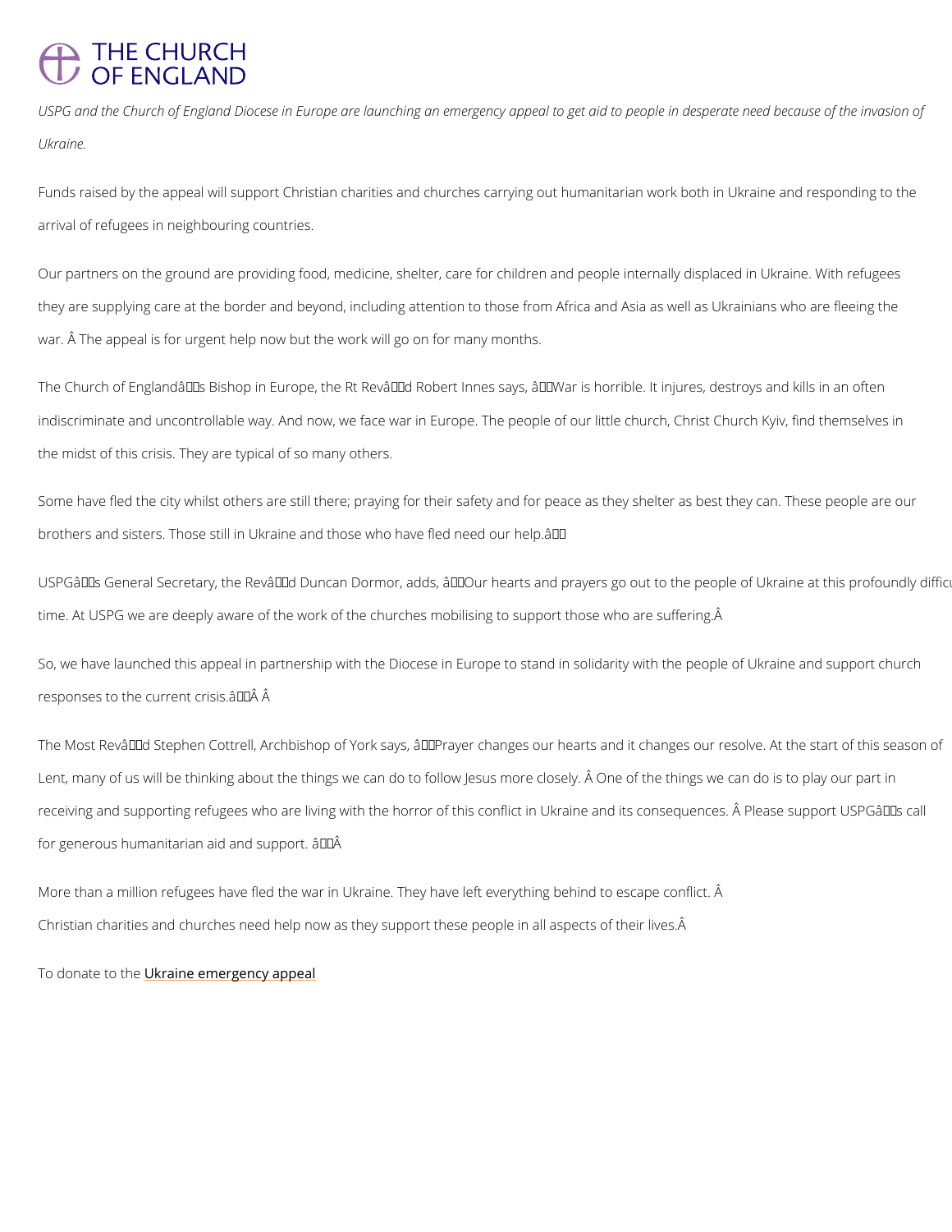THE CHURCH OF ENGLAND

*USPG and the Church of England Diocese in Europe are launching an emergency appeal to get aid to people in desperate need because of the invasion of Ukraine.*

Funds raised by the appeal will support Christian charities and churches carrying out humanitarian work both in Ukraine and responding to the arrival of refugees in neighbouring countries.

Our partners on the ground are providing food, medicine, shelter, care for children and people internally displaced in Ukraine. With refugees they are supplying care at the border and beyond, including attention to those from Africa and Asia as well as Ukrainians who are fleeing the war. Â The appeal is for urgent help now but the work will go on for many months.

The Church of Englandâs Bishop in Europe, the Rt Revâd Robert Innes says, âWar is horrible. It injures, destroys and kills in an often indiscriminate and uncontrollable way. And now, we face war in Europe. The people of our little church, Christ Church Kyiv, find themselves in the midst of this crisis. They are typical of so many others.

Some have fled the city whilst others are still there; praying for their safety and for peace as they shelter as best they can. These people are our brothers and sisters. Those still in Ukraine and those who have fled need our help.â

USPGâs General Secretary, the Revâd Duncan Dormor, adds, âOur hearts and prayers go out to the people of Ukraine at this profoundly difficu time. At USPG we are deeply aware of the work of the churches mobilising to support those who are suffering.Â

So, we have launched this appeal in partnership with the Diocese in Europe to stand in solidarity with the people of Ukraine and support church responses to the current crisis.âÂ Â

The Most Revâd Stephen Cottrell, Archbishop of York says, âPrayer changes our hearts and it changes our resolve. At the start of this season of Lent, many of us will be thinking about the things we can do to follow Jesus more closely. Â One of the things we can do is to play our part in receiving and supporting refugees who are living with the horror of this conflict in Ukraine and its consequences. Â Please support USPGâs call for generous humanitarian aid and support. âÂ

More than a million refugees have fled the war in Ukraine. They have left everything behind to escape conflict. Â
Christian charities and churches need help now as they support these people in all aspects of their lives.Â

To donate to the Ukraine emergency appeal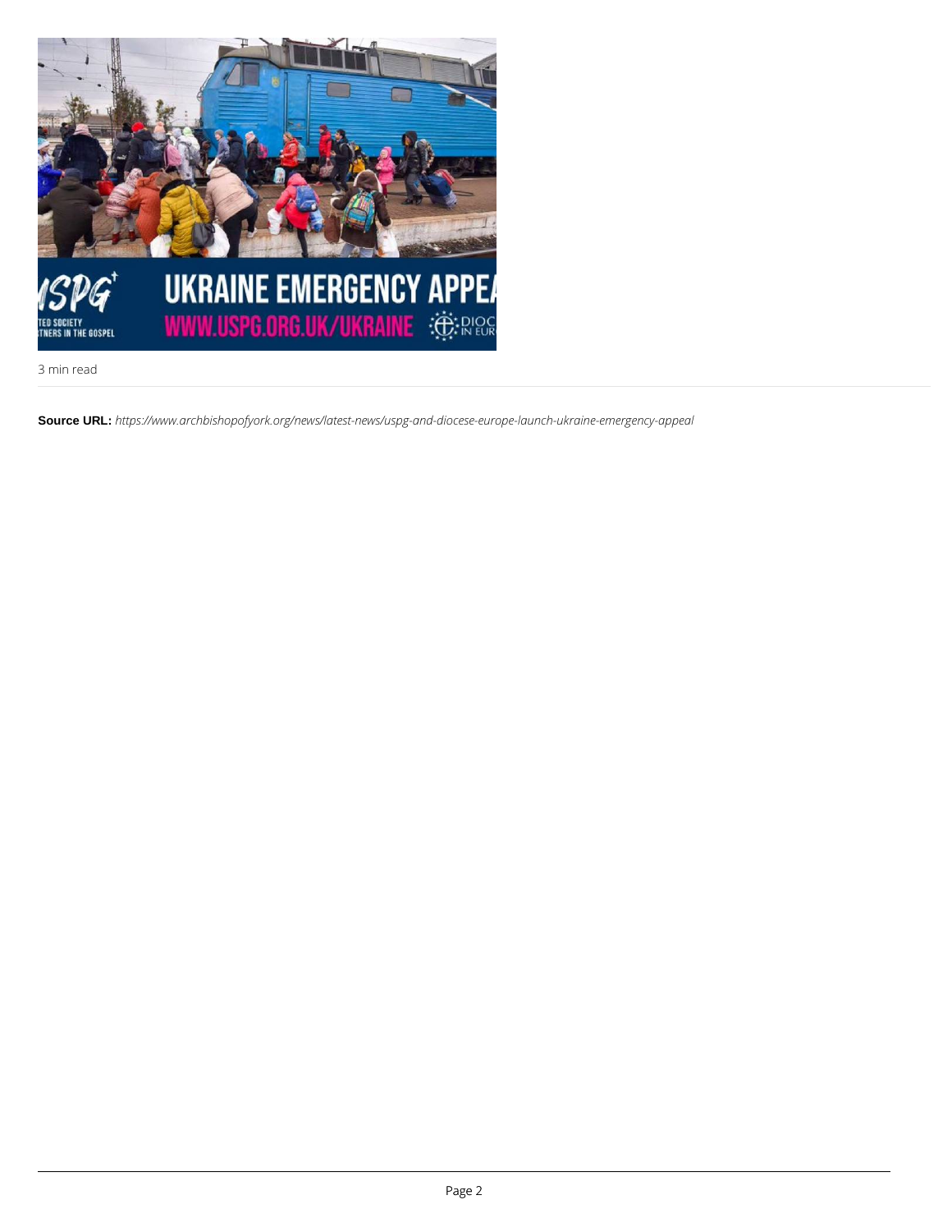3 min read

**Source URL:** *https://www.archbishopofyork.org/news/latest-news/uspg-and-diocese-europe-launch-ukraine-emergency-appeal*